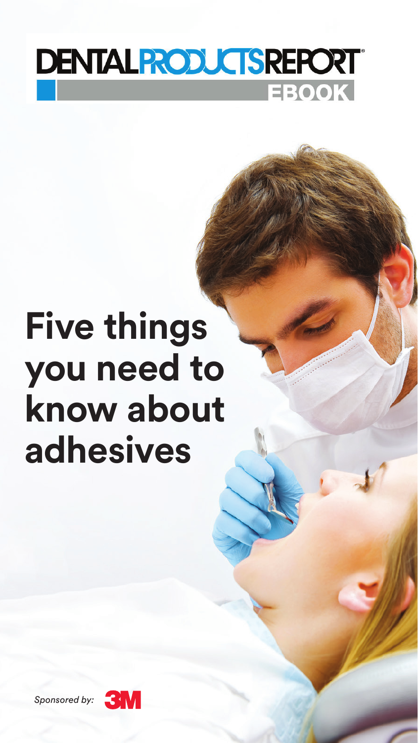DENTAL PRODUCTS REPORT

EBOOK

# Five things you need to know about adhesives

*Sponsored by:* 3M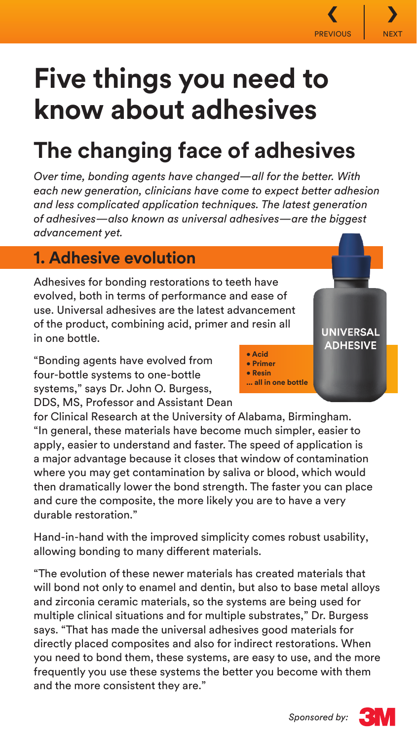# Five things you need to know about adhesives

## The changing face of adhesives

*Over time, bonding agents have changed—all for the better. With each new generation, clinicians have come to expect better adhesion and less complicated application techniques. The latest generation of adhesives—also known as universal adhesives—are the biggest advancement yet.*

### 1. Adhesive evolution

Adhesives for bonding restorations to teeth have evolved, both in terms of performance and ease of use. Universal adhesives are the latest advancement of the product, combining acid, primer and resin all in one bottle.

**UNIVERSAL ADHESIVE**

- **Acid**
- **Primer**
- **Resin**

**... all in one bottle**

"Bonding agents have evolved from four-bottle systems to one-bottle systems," says Dr. John O. Burgess, DDS, MS, Professor and Assistant Dean for Clinical Research at the University of Alabama, Birmingham. "In general, these materials have become much simpler, easier to apply, easier to understand and faster. The speed of application is a major advantage because it closes that window of contamination where you may get contamination by saliva or blood, which would then dramatically lower the bond strength. The faster you can place and cure the composite, the more likely you are to have a very durable restoration."

Hand-in-hand with the improved simplicity comes robust usability, allowing bonding to many different materials.

"The evolution of these newer materials has created materials that will bond not only to enamel and dentin, but also to base metal alloys and zirconia ceramic materials, so the systems are being used for multiple clinical situations and for multiple substrates," Dr. Burgess says. "That has made the universal adhesives good materials for directly placed composites and also for indirect restorations. When you need to bond them, these systems, are easy to use, and the more frequently you use these systems the better you become with them and the more consistent they are."

*Sponsored by:* 3M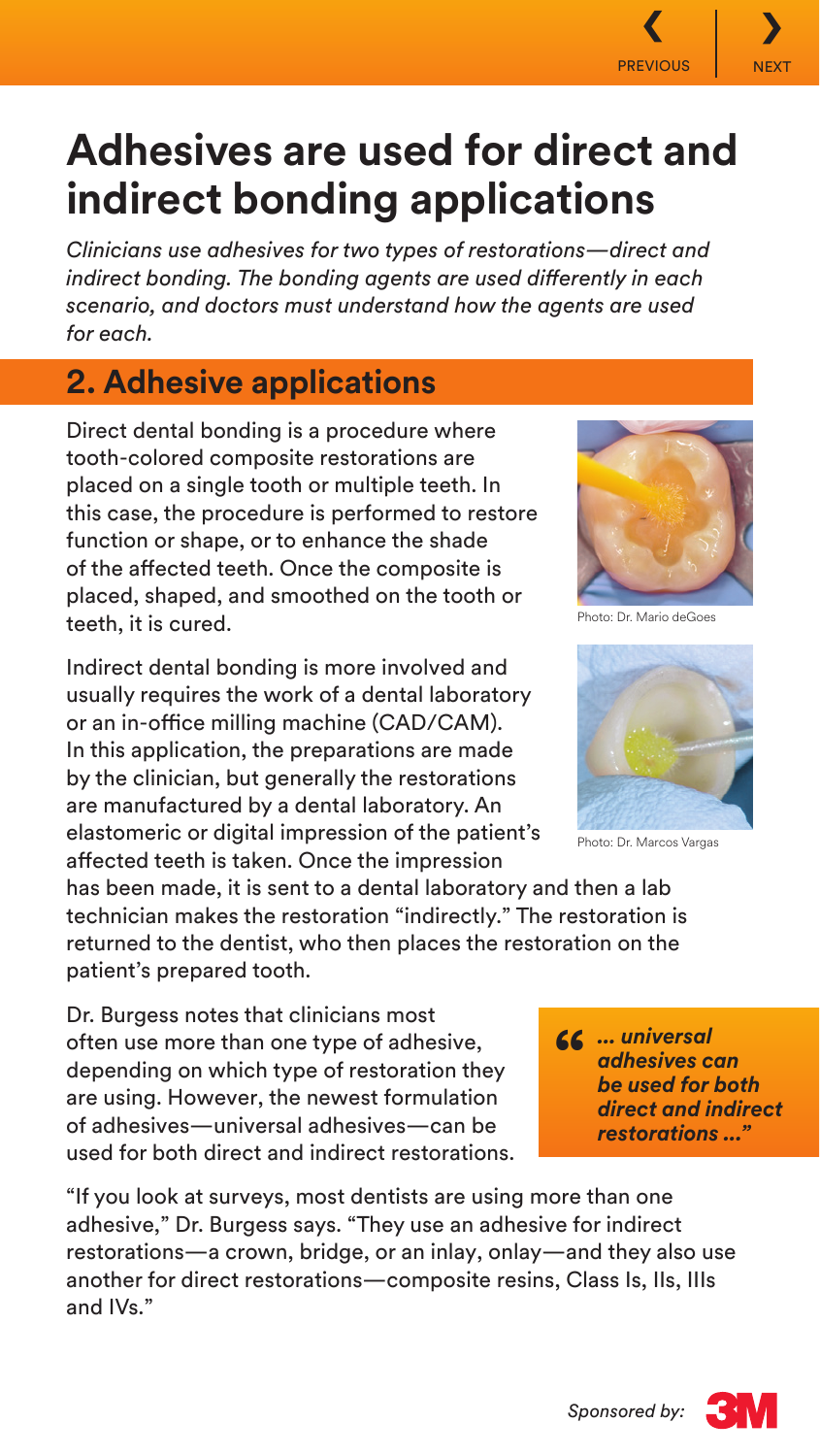# Adhesives are used for direct and indirect bonding applications

*Clinicians use adhesives for two types of restorations—direct and indirect bonding. The bonding agents are used differently in each scenario, and doctors must understand how the agents are used for each.*

## 2. Adhesive applications

Direct dental bonding is a procedure where tooth-colored composite restorations are placed on a single tooth or multiple teeth. In this case, the procedure is performed to restore function or shape, or to enhance the shade of the affected teeth. Once the composite is placed, shaped, and smoothed on the tooth or teeth, it is cured.

Photo: Dr. Mario deGoes

Indirect dental bonding is more involved and usually requires the work of a dental laboratory or an in-office milling machine (CAD/CAM). In this application, the preparations are made by the clinician, but generally the restorations are manufactured by a dental laboratory. An elastomeric or digital impression of the patient's affected teeth is taken. Once the impression has been made, it is sent to a dental laboratory and then a lab technician makes the restoration "indirectly." The restoration is returned to the dentist, who then places the restoration on the patient's prepared tooth.

Photo: Dr. Marcos Vargas

Dr. Burgess notes that clinicians most often use more than one type of adhesive, depending on which type of restoration they are using. However, the newest formulation of adhesives—universal adhesives—can be used for both direct and indirect restorations.

> ***"... universal adhesives can be used for both direct and indirect restorations ..."***

"If you look at surveys, most dentists are using more than one adhesive," Dr. Burgess says. "They use an adhesive for indirect restorations—a crown, bridge, or an inlay, onlay—and they also use another for direct restorations—composite resins, Class Is, IIs, IIIs and IVs."

*Sponsored by:* 3M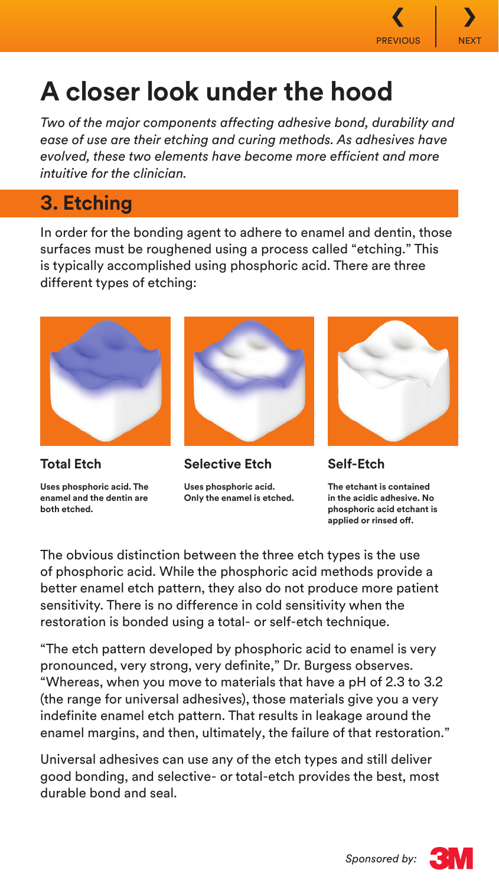# A closer look under the hood

*Two of the major components affecting adhesive bond, durability and ease of use are their etching and curing methods. As adhesives have evolved, these two elements have become more efficient and more intuitive for the clinician.*

## 3. Etching

In order for the bonding agent to adhere to enamel and dentin, those surfaces must be roughened using a process called "etching." This is typically accomplished using phosphoric acid. There are three different types of etching:

### Total Etch

**Uses phosphoric acid. The enamel and the dentin are both etched.**

### Selective Etch

**Uses phosphoric acid. Only the enamel is etched.**

### Self-Etch

**The etchant is contained in the acidic adhesive. No phosphoric acid etchant is applied or rinsed off.**

The obvious distinction between the three etch types is the use of phosphoric acid. While the phosphoric acid methods provide a better enamel etch pattern, they also do not produce more patient sensitivity. There is no difference in cold sensitivity when the restoration is bonded using a total- or self-etch technique.

"The etch pattern developed by phosphoric acid to enamel is very pronounced, very strong, very definite," Dr. Burgess observes. "Whereas, when you move to materials that have a pH of 2.3 to 3.2 (the range for universal adhesives), those materials give you a very indefinite enamel etch pattern. That results in leakage around the enamel margins, and then, ultimately, the failure of that restoration."

Universal adhesives can use any of the etch types and still deliver good bonding, and selective- or total-etch provides the best, most durable bond and seal.

*Sponsored by:* 3M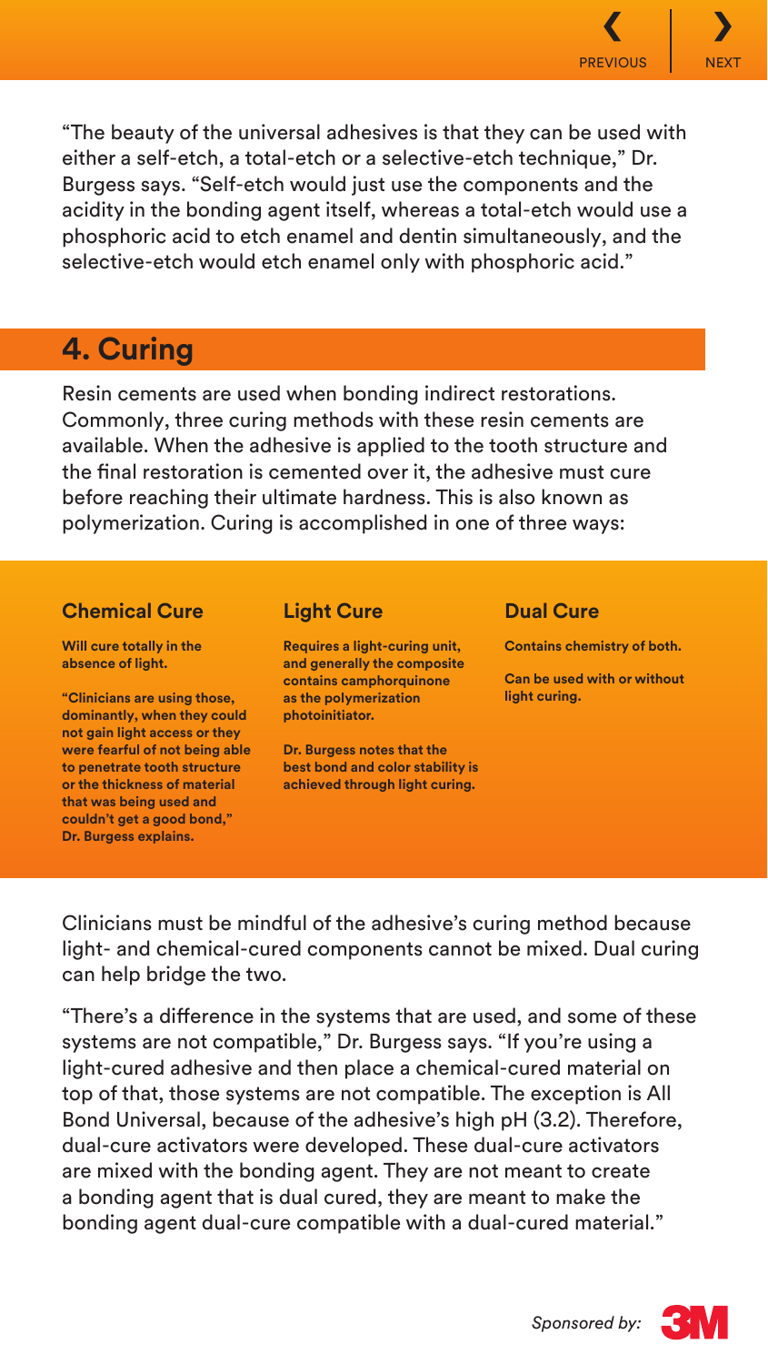"The beauty of the universal adhesives is that they can be used with either a self-etch, a total-etch or a selective-etch technique," Dr. Burgess says. "Self-etch would just use the components and the acidity in the bonding agent itself, whereas a total-etch would use a phosphoric acid to etch enamel and dentin simultaneously, and the selective-etch would etch enamel only with phosphoric acid."

## 4. Curing

Resin cements are used when bonding indirect restorations. Commonly, three curing methods with these resin cements are available. When the adhesive is applied to the tooth structure and the final restoration is cemented over it, the adhesive must cure before reaching their ultimate hardness. This is also known as polymerization. Curing is accomplished in one of three ways:

### Chemical Cure

**Will cure totally in the absence of light.**

**"Clinicians are using those, dominantly, when they could not gain light access or they were fearful of not being able to penetrate tooth structure or the thickness of material that was being used and couldn't get a good bond," Dr. Burgess explains.**

### Light Cure

**Requires a light-curing unit, and generally the composite contains camphorquinone as the polymerization photoinitiator.**

**Dr. Burgess notes that the best bond and color stability is achieved through light curing.**

### Dual Cure

**Contains chemistry of both.**

**Can be used with or without light curing.**

Clinicians must be mindful of the adhesive's curing method because light- and chemical-cured components cannot be mixed. Dual curing can help bridge the two.

"There's a difference in the systems that are used, and some of these systems are not compatible," Dr. Burgess says. "If you're using a light-cured adhesive and then place a chemical-cured material on top of that, those systems are not compatible. The exception is All Bond Universal, because of the adhesive's high pH (3.2). Therefore, dual-cure activators were developed. These dual-cure activators are mixed with the bonding agent. They are not meant to create a bonding agent that is dual cured, they are meant to make the bonding agent dual-cure compatible with a dual-cured material."

*Sponsored by:* 3M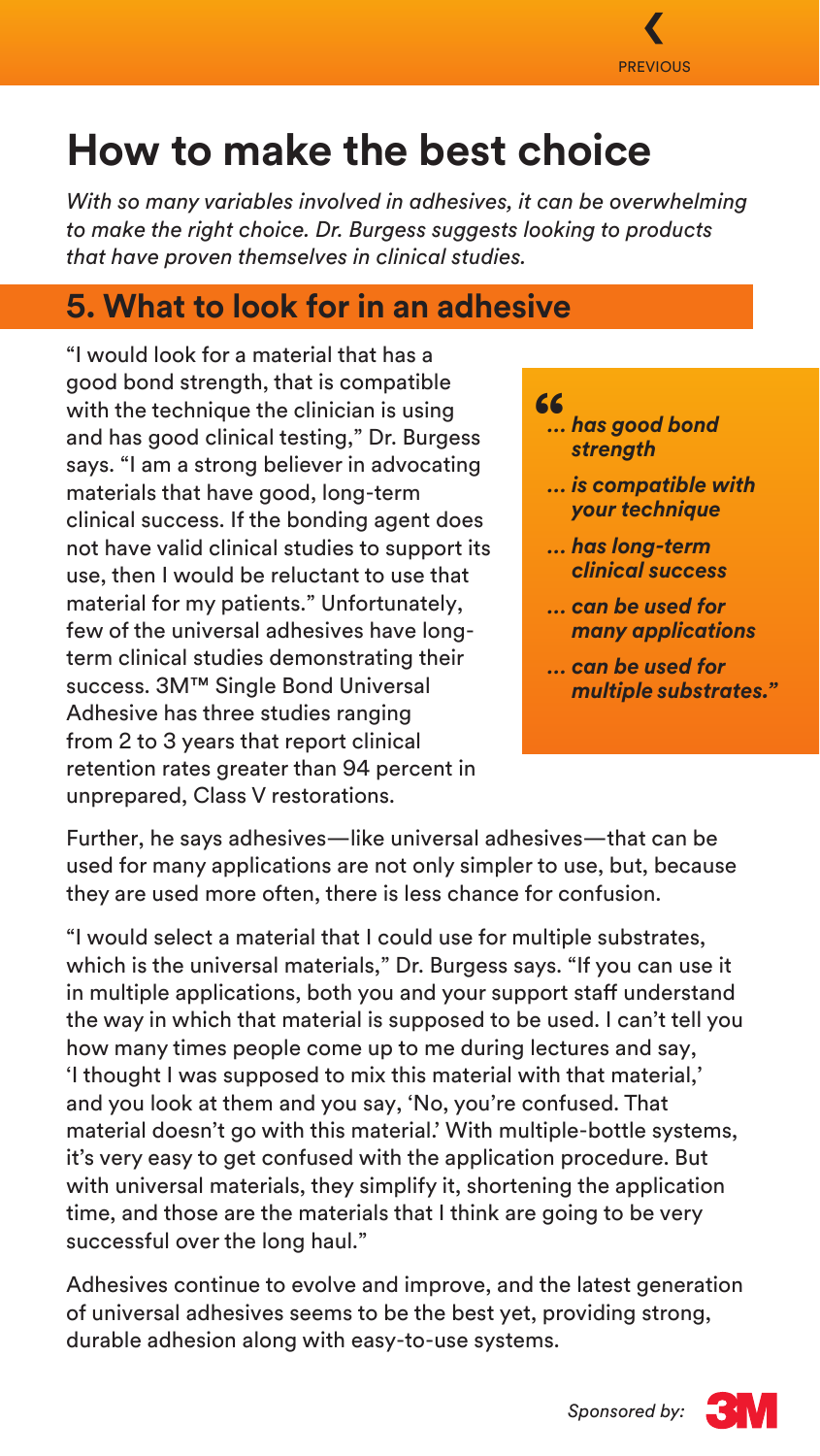# How to make the best choice

*With so many variables involved in adhesives, it can be overwhelming to make the right choice. Dr. Burgess suggests looking to products that have proven themselves in clinical studies.*

## 5. What to look for in an adhesive

"I would look for a material that has a good bond strength, that is compatible with the technique the clinician is using and has good clinical testing," Dr. Burgess says. "I am a strong believer in advocating materials that have good, long-term clinical success. If the bonding agent does not have valid clinical studies to support its use, then I would be reluctant to use that material for my patients." Unfortunately, few of the universal adhesives have long-term clinical studies demonstrating their success. 3M™ Single Bond Universal Adhesive has three studies ranging from 2 to 3 years that report clinical retention rates greater than 94 percent in unprepared, Class V restorations.

> ***"... has good bond strength***
>
> ***... is compatible with your technique***
>
> ***... has long-term clinical success***
>
> ***... can be used for many applications***
>
> ***... can be used for multiple substrates."***

Further, he says adhesives—like universal adhesives—that can be used for many applications are not only simpler to use, but, because they are used more often, there is less chance for confusion.

"I would select a material that I could use for multiple substrates, which is the universal materials," Dr. Burgess says. "If you can use it in multiple applications, both you and your support staff understand the way in which that material is supposed to be used. I can't tell you how many times people come up to me during lectures and say, 'I thought I was supposed to mix this material with that material,' and you look at them and you say, 'No, you're confused. That material doesn't go with this material.' With multiple-bottle systems, it's very easy to get confused with the application procedure. But with universal materials, they simplify it, shortening the application time, and those are the materials that I think are going to be very successful over the long haul."

Adhesives continue to evolve and improve, and the latest generation of universal adhesives seems to be the best yet, providing strong, durable adhesion along with easy-to-use systems.

*Sponsored by:* 3M